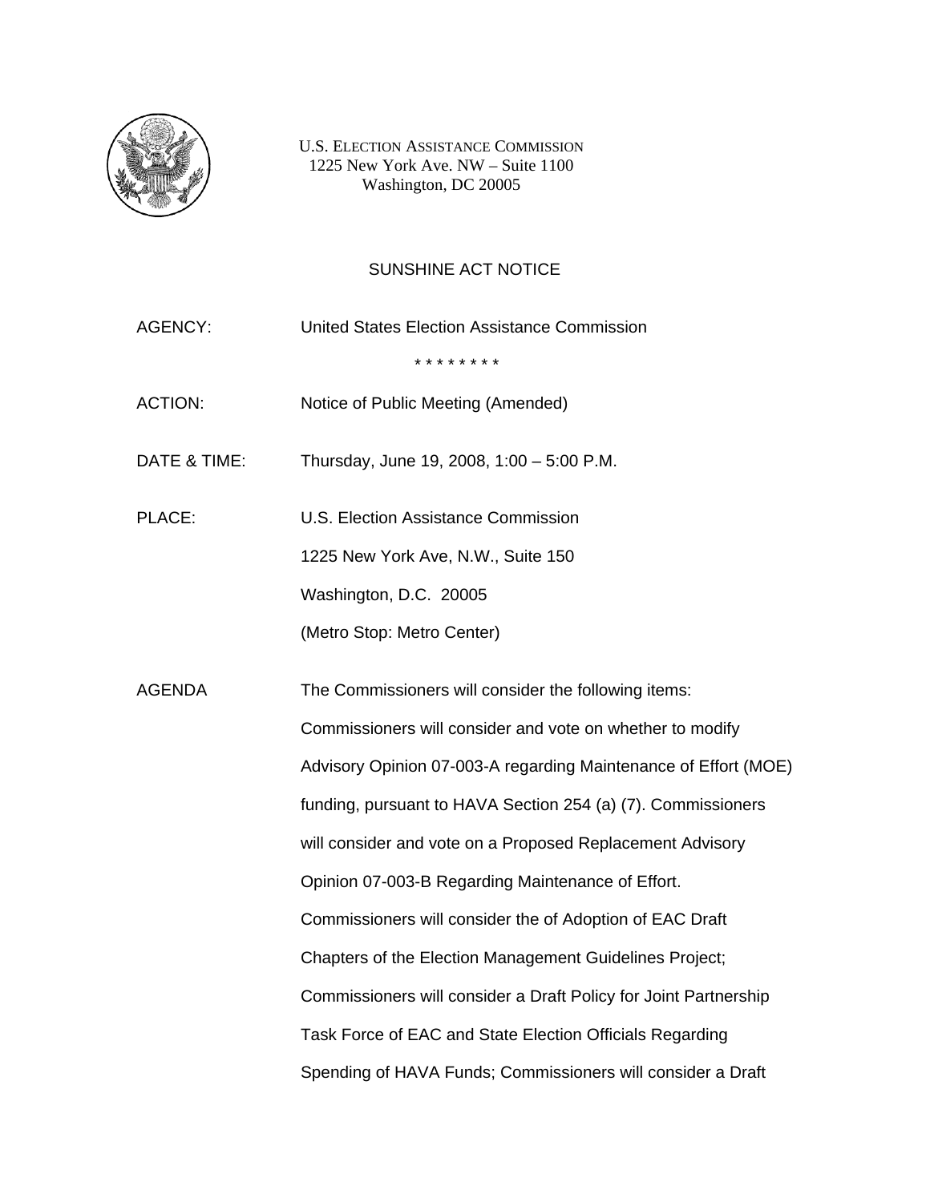U.S. ELECTION ASSISTANCE COMMISSION
1225 New York Ave. NW – Suite 1100
Washington, DC 20005

# SUNSHINE ACT NOTICE

AGENCY: United States Election Assistance Commission

\* \* \* \* \* \* \* \*

ACTION: Notice of Public Meeting (Amended)

DATE & TIME: Thursday, June 19, 2008, 1:00 – 5:00 P.M.

PLACE: U.S. Election Assistance Commission
1225 New York Ave, N.W., Suite 150
Washington, D.C. 20005
(Metro Stop: Metro Center)

AGENDA The Commissioners will consider the following items: Commissioners will consider and vote on whether to modify Advisory Opinion 07-003-A regarding Maintenance of Effort (MOE) funding, pursuant to HAVA Section 254 (a) (7). Commissioners will consider and vote on a Proposed Replacement Advisory Opinion 07-003-B Regarding Maintenance of Effort. Commissioners will consider the of Adoption of EAC Draft Chapters of the Election Management Guidelines Project; Commissioners will consider a Draft Policy for Joint Partnership Task Force of EAC and State Election Officials Regarding Spending of HAVA Funds; Commissioners will consider a Draft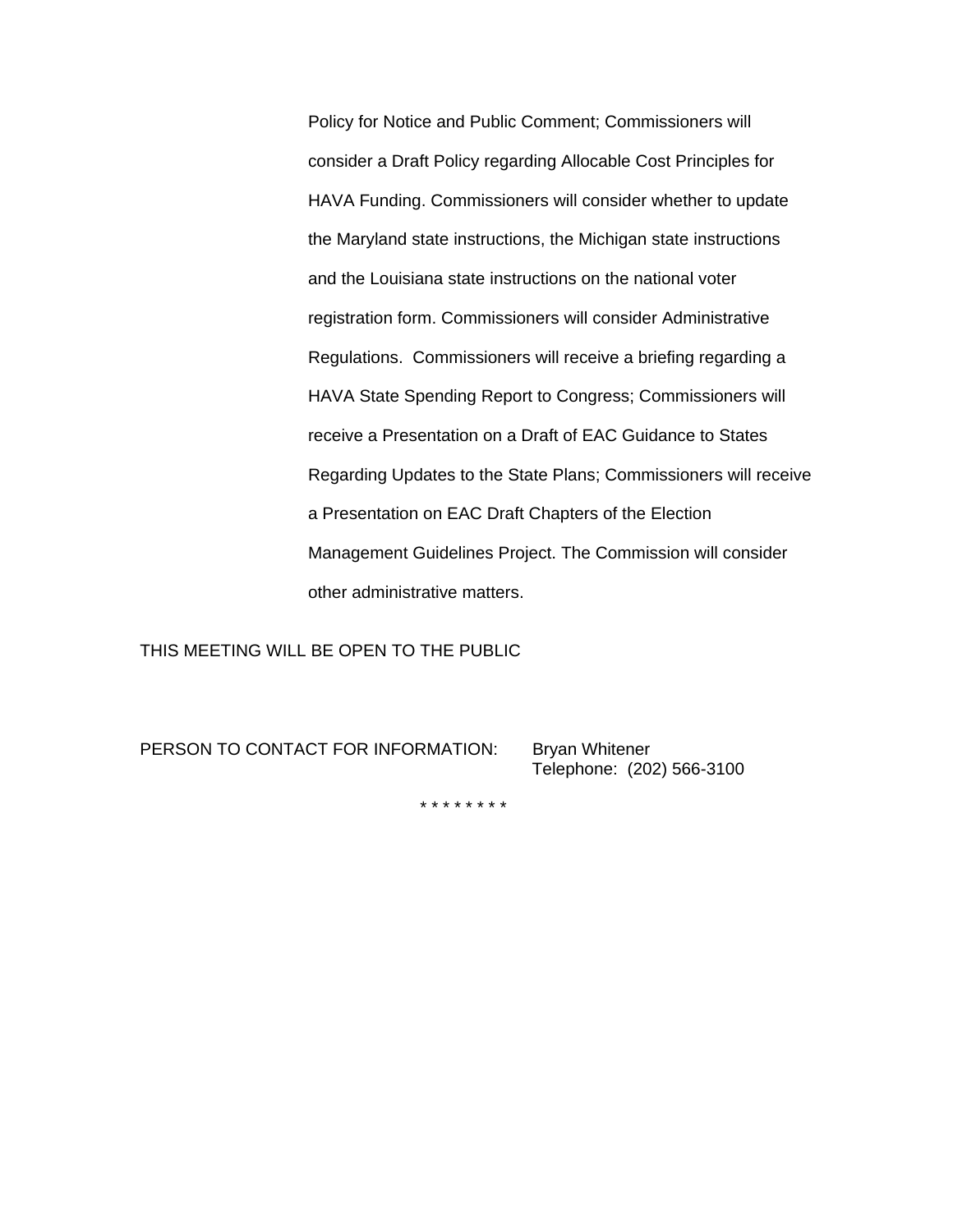Policy for Notice and Public Comment; Commissioners will consider a Draft Policy regarding Allocable Cost Principles for HAVA Funding. Commissioners will consider whether to update the Maryland state instructions, the Michigan state instructions and the Louisiana state instructions on the national voter registration form. Commissioners will consider Administrative Regulations. Commissioners will receive a briefing regarding a HAVA State Spending Report to Congress; Commissioners will receive a Presentation on a Draft of EAC Guidance to States Regarding Updates to the State Plans; Commissioners will receive a Presentation on EAC Draft Chapters of the Election Management Guidelines Project. The Commission will consider other administrative matters.

THIS MEETING WILL BE OPEN TO THE PUBLIC

PERSON TO CONTACT FOR INFORMATION: Bryan Whitener
Telephone: (202) 566-3100

* * * * * * * *